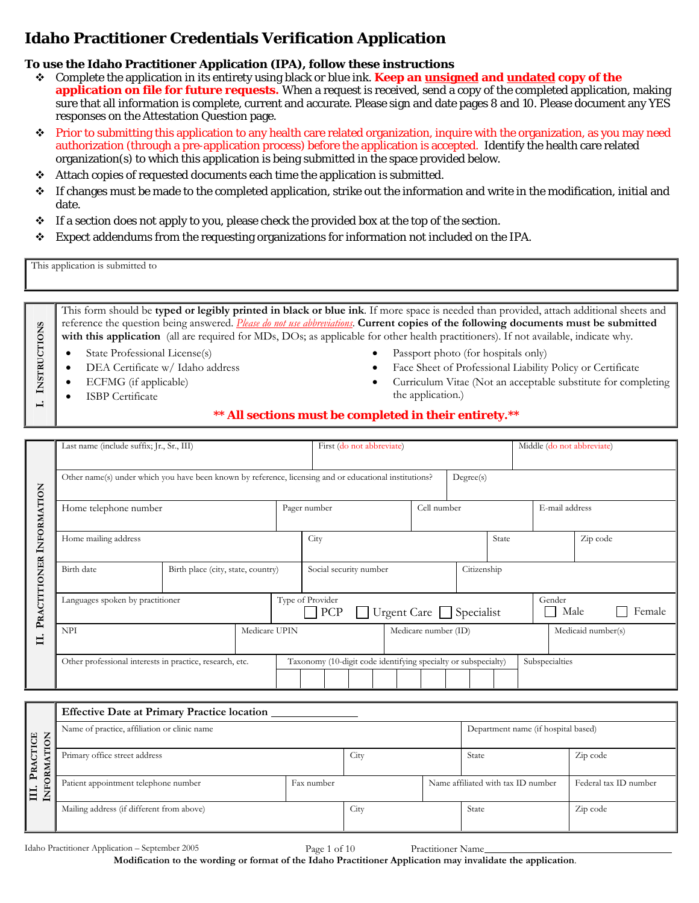# Idaho Practitioner Credentials Verification Application

**To use the Idaho Practitioner Application (IPA), follow these instructions**

- Complete the application in its entirety using black or blue ink. **Keep an unsigned and undated copy of the application on file for future requests.** When a request is received, send a copy of the completed application, making sure that all information is complete, current and accurate. Please sign and date pages 8 and 10. Please document any YES responses on the Attestation Question page.
- Prior to submitting this application to any health care related organization, inquire with the organization, as you may need authorization (through a pre-application process) before the application is accepted. Identify the health care related organization(s) to which this application is being submitted in the space provided below.
- Attach copies of requested documents each time the application is submitted.
- If changes must be made to the completed application, strike out the information and write in the modification, initial and date.
- If a section does not apply to you, please check the provided box at the top of the section.
- Expect addendums from the requesting organizations for information not included on the IPA.

| This application is submitted to |
|---|
| |

## I. Instructions

This form should be **typed or legibly printed in black or blue ink**. If more space is needed than provided, attach additional sheets and reference the question being answered. *Please do not use abbreviations*. **Current copies of the following documents must be submitted with this application** (all are required for MDs, DOs; as applicable for other health practitioners). If not available, indicate why.

- State Professional License(s)
- DEA Certificate w/ Idaho address
- ECFMG (if applicable)
- ISBP Certificate
- Passport photo (for hospitals only)
- Face Sheet of Professional Liability Policy or Certificate
- Curriculum Vitae (Not an acceptable substitute for completing the application.)

**\*\* All sections must be completed in their entirety.\*\***

## II. Practitioner Information

| Last name (include suffix; Jr., Sr., III) | First (do not abbreviate) | Middle (do not abbreviate) | |
|---|---|---|---|
| Other name(s) under which you have been known by reference, licensing and or educational institutions? | | Degree(s) | |
| Home telephone number | Pager number | Cell number | E-mail address |
| Home mailing address | City | State | Zip code |
| Birth date | Birth place (city, state, country) | Social security number | Citizenship |
| Languages spoken by practitioner | Type of Provider ☐ PCP ☐ Urgent Care ☐ Specialist | Gender ☐ Male ☐ Female | |
| NPI | Medicare UPIN | Medicare number (ID) | Medicaid number(s) |
| Other professional interests in practice, research, etc. | Taxonomy (10-digit code identifying specialty or subspecialty) | Subspecialties | |

## III. Practice Information

**Effective Date at Primary Practice location** ______________

| Name of practice, affiliation or clinic name | | Department name (if hospital based) | |
|---|---|---|---|
| Primary office street address | City | State | Zip code |
| Patient appointment telephone number | Fax number | Name affiliated with tax ID number | Federal tax ID number |
| Mailing address (if different from above) | City | State | Zip code |

Practitioner Name______________________________

**Modification to the wording or format of the Idaho Practitioner Application may invalidate the application.**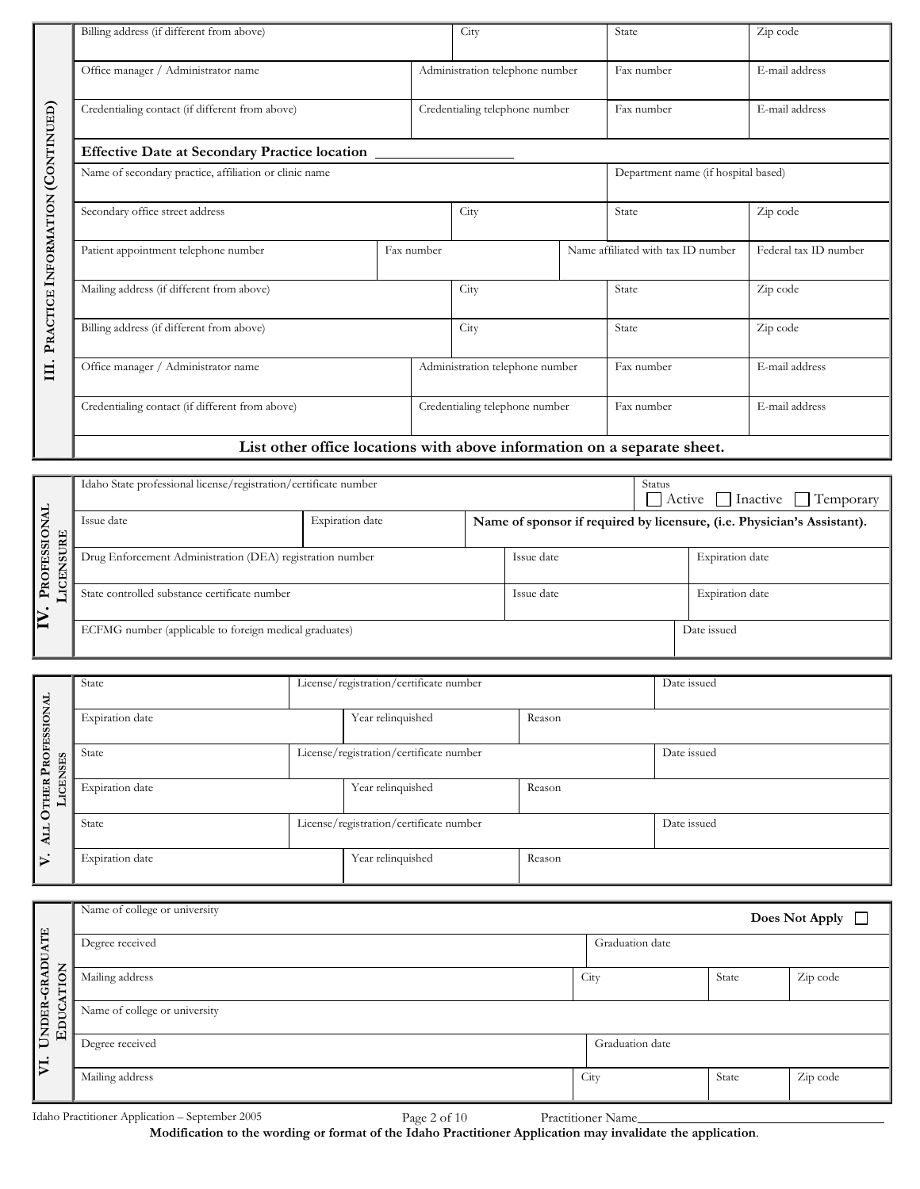## III. Practice Information (Continued)

| Billing address (if different from above) | City | State | Zip code |
|---|---|---|---|
| | | | |

| Office manager / Administrator name | Administration telephone number | Fax number | E-mail address |
|---|---|---|---|
| | | | |

| Credentialing contact (if different from above) | Credentialing telephone number | Fax number | E-mail address |
|---|---|---|---|
| | | | |

**Effective Date at Secondary Practice location** \_\_\_\_\_\_\_\_\_\_\_\_\_\_\_\_\_\_

| Name of secondary practice, affiliation or clinic name | Department name (if hospital based) |
|---|---|
| | |

| Secondary office street address | City | State | Zip code |
|---|---|---|---|
| | | | |

| Patient appointment telephone number | Fax number | Name affiliated with tax ID number | Federal tax ID number |
|---|---|---|---|
| | | | |

| Mailing address (if different from above) | City | State | Zip code |
|---|---|---|---|
| | | | |

| Billing address (if different from above) | City | State | Zip code |
|---|---|---|---|
| | | | |

| Office manager / Administrator name | Administration telephone number | Fax number | E-mail address |
|---|---|---|---|
| | | | |

| Credentialing contact (if different from above) | Credentialing telephone number | Fax number | E-mail address |
|---|---|---|---|
| | | | |

**List other office locations with above information on a separate sheet.**

## IV. Professional Licensure

| Idaho State professional license/registration/certificate number | | Status ☐ Active ☐ Inactive ☐ Temporary |
|---|---|---|
| Issue date | Expiration date | **Name of sponsor if required by licensure, (i.e. Physician's Assistant).** |

| Drug Enforcement Administration (DEA) registration number | Issue date | Expiration date |
|---|---|---|
| State controlled substance certificate number | Issue date | Expiration date |

| ECFMG number (applicable to foreign medical graduates) | Date issued |
|---|---|
| | |

## V. All Other Professional Licenses

| State | License/registration/certificate number | Date issued |
|---|---|---|
| Expiration date | Year relinquished | Reason |
| State | License/registration/certificate number | Date issued |
| Expiration date | Year relinquished | Reason |
| State | License/registration/certificate number | Date issued |
| Expiration date | Year relinquished | Reason |

## VI. Under-Graduate Education

Name of college or university **Does Not Apply** ☐

| Degree received | Graduation date | | |
|---|---|---|---|
| Mailing address | City | State | Zip code |

Name of college or university

| Degree received | Graduation date | | |
|---|---|---|---|
| Mailing address | City | State | Zip code |

Idaho Practitioner Application – September 2005 Practitioner Name\_\_\_\_\_\_\_\_\_\_\_\_\_\_\_\_\_\_\_\_

**Modification to the wording or format of the Idaho Practitioner Application may invalidate the application**.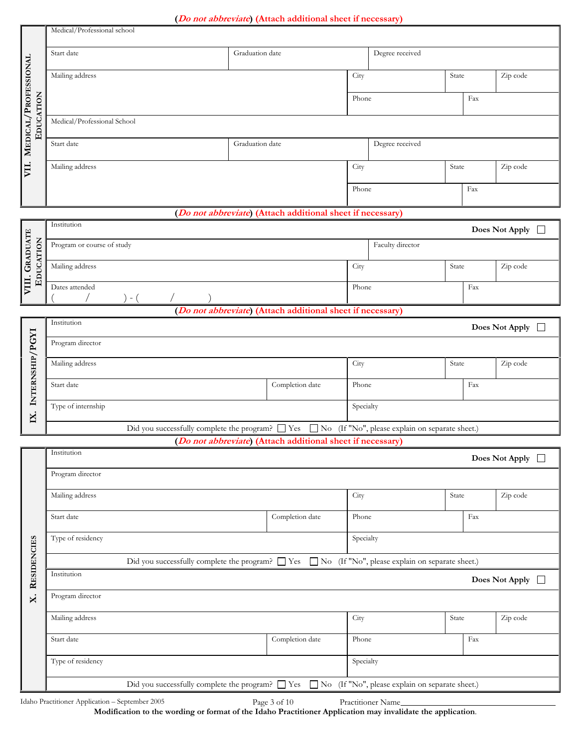(*Do not abbreviate*) (Attach additional sheet if necessary)

## VII. Medical/Professional Education

| Medical/Professional school | | | | |
|---|---|---|---|---|
| Start date | Graduation date | Degree received | | |
| Mailing address | City | State | Zip code | |
| | Phone | Fax | | |
| Medical/Professional School | | | | |
| Start date | Graduation date | Degree received | | |
| Mailing address | City | State | Zip code | |
| | Phone | Fax | | |

(*Do not abbreviate*) (Attach additional sheet if necessary)

## VIII. Graduate Education

| Institution | | | **Does Not Apply** ☐ |
|---|---|---|---|
| Program or course of study | Faculty director | | |
| Mailing address | City | State | Zip code |
| Dates attended ( / ) - ( / ) | Phone | Fax | |

(*Do not abbreviate*) (Attach additional sheet if necessary)

## IX. Internship/PGYI

| Institution | | | | **Does Not Apply** ☐ |
|---|---|---|---|---|
| Program director | | | | |
| Mailing address | | City | State | Zip code |
| Start date | Completion date | Phone | Fax | |
| Type of internship | | Specialty | | |

Did you successfully complete the program? ☐ Yes ☐ No (If "No", please explain on separate sheet.)

(*Do not abbreviate*) (Attach additional sheet if necessary)

## X. Residencies

| Institution | | | | **Does Not Apply** ☐ |
|---|---|---|---|---|
| Program director | | | | |
| Mailing address | | City | State | Zip code |
| Start date | Completion date | Phone | Fax | |
| Type of residency | | Specialty | | |

Did you successfully complete the program? ☐ Yes ☐ No (If "No", please explain on separate sheet.)

| Institution | | | | **Does Not Apply** ☐ |
|---|---|---|---|---|
| Program director | | | | |
| Mailing address | | City | State | Zip code |
| Start date | Completion date | Phone | Fax | |
| Type of residency | | Specialty | | |

Did you successfully complete the program? ☐ Yes ☐ No (If "No", please explain on separate sheet.)

Practitioner Name_______________________________

**Modification to the wording or format of the Idaho Practitioner Application may invalidate the application.**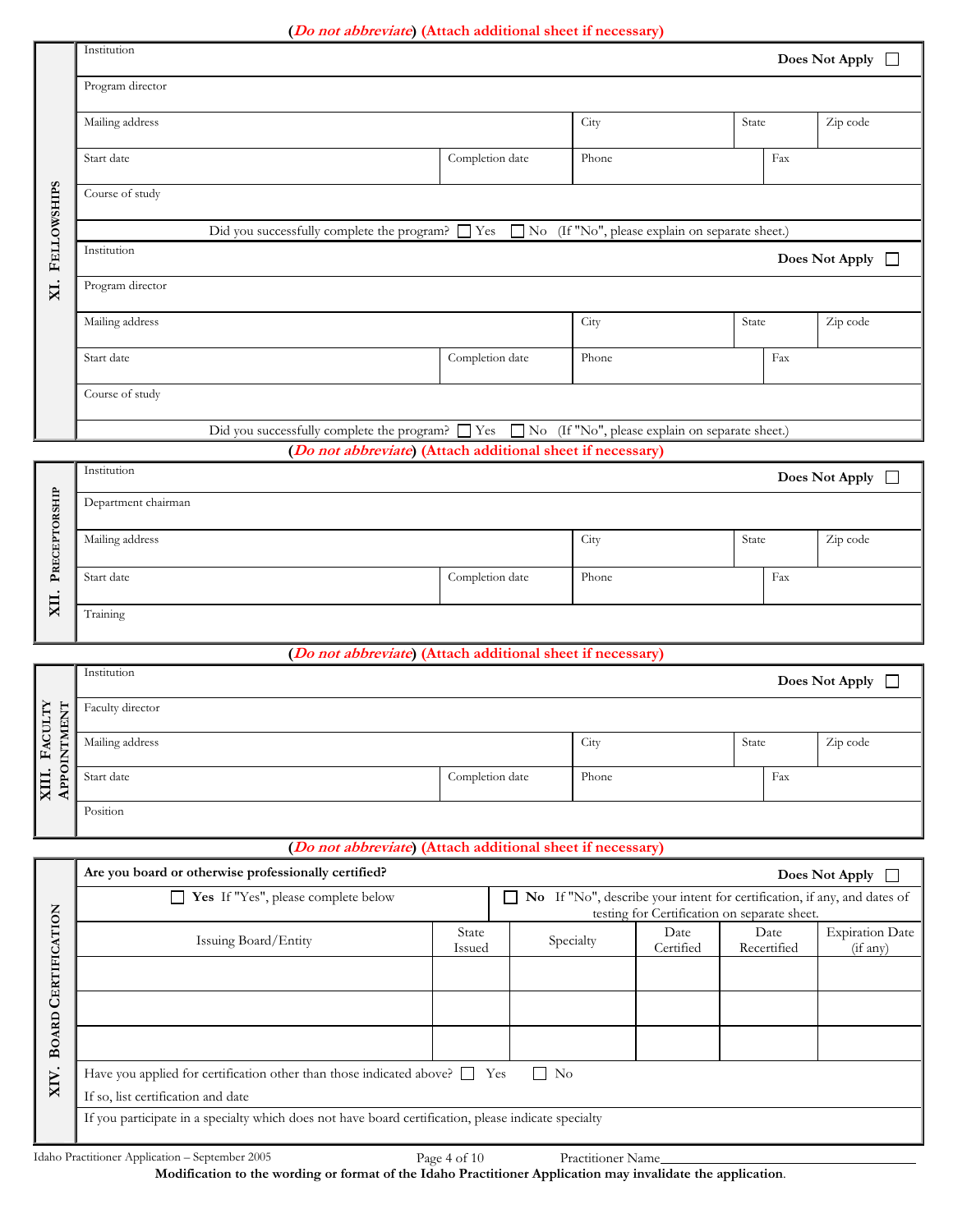(*Do not abbreviate*) (Attach additional sheet if necessary)

## XI. Fellowships

| Institution | | | | Does Not Apply ☐ |
|---|---|---|---|---|
| Program director | | | | |
| Mailing address | | City | State | Zip code |
| Start date | Completion date | Phone | Fax | |
| Course of study | | | | |

Did you successfully complete the program? ☐ Yes ☐ No (If "No", please explain on separate sheet.)

| Institution | | | | Does Not Apply ☐ |
|---|---|---|---|---|
| Program director | | | | |
| Mailing address | | City | State | Zip code |
| Start date | Completion date | Phone | Fax | |
| Course of study | | | | |

Did you successfully complete the program? ☐ Yes ☐ No (If "No", please explain on separate sheet.)

(*Do not abbreviate*) (Attach additional sheet if necessary)

## XII. Preceptorship

| Institution | | | | Does Not Apply ☐ |
|---|---|---|---|---|
| Department chairman | | | | |
| Mailing address | | City | State | Zip code |
| Start date | Completion date | Phone | Fax | |
| Training | | | | |

(*Do not abbreviate*) (Attach additional sheet if necessary)

## XIII. Faculty Appointment

| Institution | | | | Does Not Apply ☐ |
|---|---|---|---|---|
| Faculty director | | | | |
| Mailing address | | City | State | Zip code |
| Start date | Completion date | Phone | Fax | |
| Position | | | | |

(*Do not abbreviate*) (Attach additional sheet if necessary)

## XIV. Board Certification

**Are you board or otherwise professionally certified?** **Does Not Apply** ☐

☐ **Yes** If "Yes", please complete below

☐ **No** If "No", describe your intent for certification, if any, and dates of testing for Certification on separate sheet.

| Issuing Board/Entity | State Issued | Specialty | Date Certified | Date Recertified | Expiration Date (if any) |
|---|---|---|---|---|---|
| | | | | | |
| | | | | | |
| | | | | | |

Have you applied for certification other than those indicated above? ☐ Yes ☐ No

If so, list certification and date

If you participate in a specialty which does not have board certification, please indicate specialty

Idaho Practitioner Application – September 2005

Practitioner Name\_\_\_\_\_\_\_\_\_\_\_\_\_\_\_\_\_\_\_\_\_\_\_\_\_\_\_\_\_\_

**Modification to the wording or format of the Idaho Practitioner Application may invalidate the application.**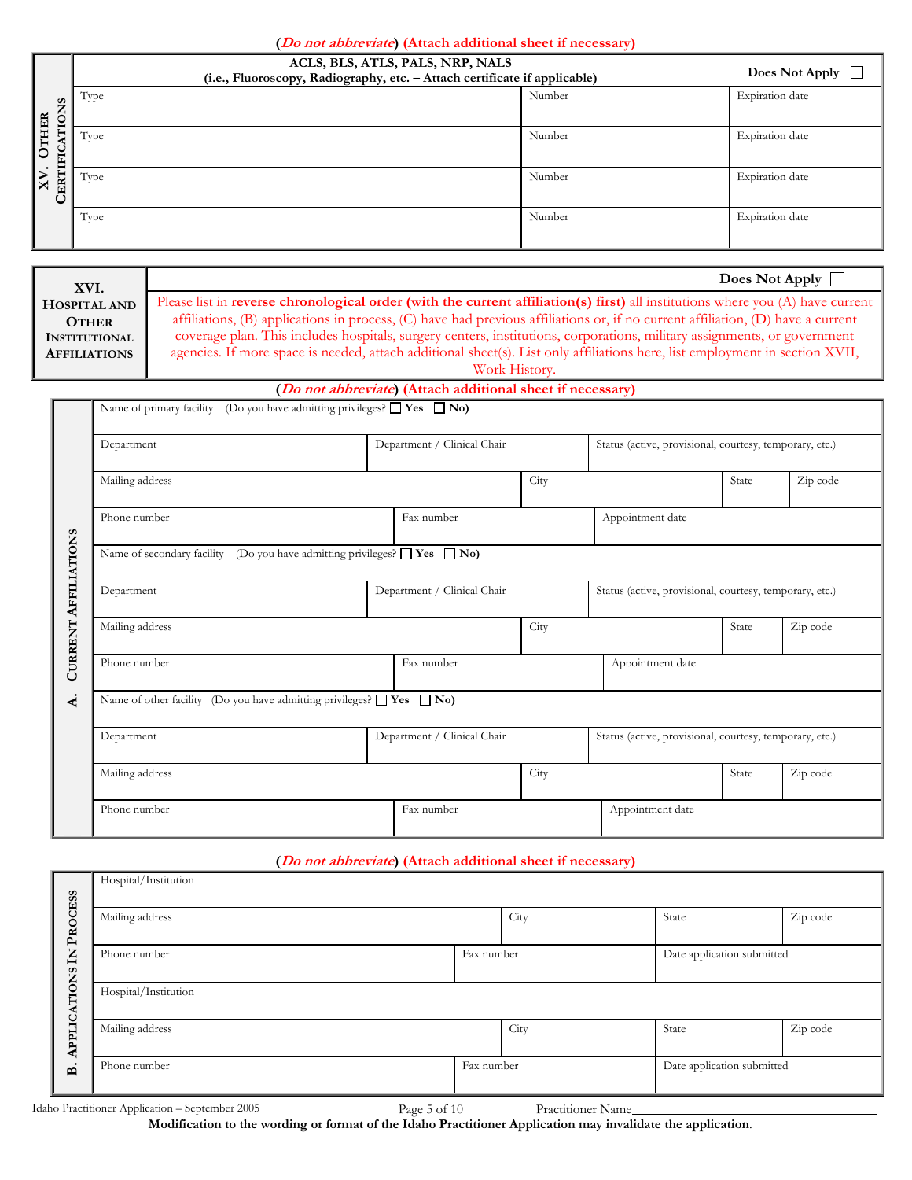(*Do not abbreviate*) (Attach additional sheet if necessary)

## XV. Other Certifications

| ACLS, BLS, ATLS, PALS, NRP, NALS (i.e., Fluoroscopy, Radiography, etc. – Attach certificate if applicable) | | Does Not Apply ☐ |
|---|---|---|
| Type | Number | Expiration date |
| Type | Number | Expiration date |
| Type | Number | Expiration date |
| Type | Number | Expiration date |

## XVI. Hospital and Other Institutional Affiliations

Does Not Apply ☐

Please list in **reverse chronological order (with the current affiliation(s) first)** all institutions where you (A) have current affiliations, (B) applications in process, (C) have had previous affiliations or, if no current affiliation, (D) have a current coverage plan. This includes hospitals, surgery centers, institutions, corporations, military assignments, or government agencies. If more space is needed, attach additional sheet(s). List only affiliations here, list employment in section XVII, Work History.

(*Do not abbreviate*) (Attach additional sheet if necessary)

### A. Current Affiliations

| Name of primary facility (Do you have admitting privileges? ☐ **Yes** ☐ **No)** | | | | |
|---|---|---|---|---|
| Department | Department / Clinical Chair | Status (active, provisional, courtesy, temporary, etc.) | | |
| Mailing address | City | | State | Zip code |
| Phone number | Fax number | Appointment date | | |
| Name of secondary facility (Do you have admitting privileges? ☐ **Yes** ☐ **No)** | | | | |
| Department | Department / Clinical Chair | Status (active, provisional, courtesy, temporary, etc.) | | |
| Mailing address | City | | State | Zip code |
| Phone number | Fax number | Appointment date | | |
| Name of other facility (Do you have admitting privileges? ☐ **Yes** ☐ **No)** | | | | |
| Department | Department / Clinical Chair | Status (active, provisional, courtesy, temporary, etc.) | | |
| Mailing address | City | | State | Zip code |
| Phone number | Fax number | Appointment date | | |

(*Do not abbreviate*) (Attach additional sheet if necessary)

### B. Applications In Process

| Hospital/Institution | | | |
|---|---|---|---|
| Mailing address | City | State | Zip code |
| Phone number | Fax number | Date application submitted | |
| Hospital/Institution | | | |
| Mailing address | City | State | Zip code |
| Phone number | Fax number | Date application submitted | |

Idaho Practitioner Application – September 2005 Practitioner Name\_\_\_\_\_\_\_\_\_\_\_\_\_\_\_\_\_\_\_\_\_\_\_\_\_\_\_\_

**Modification to the wording or format of the Idaho Practitioner Application may invalidate the application.**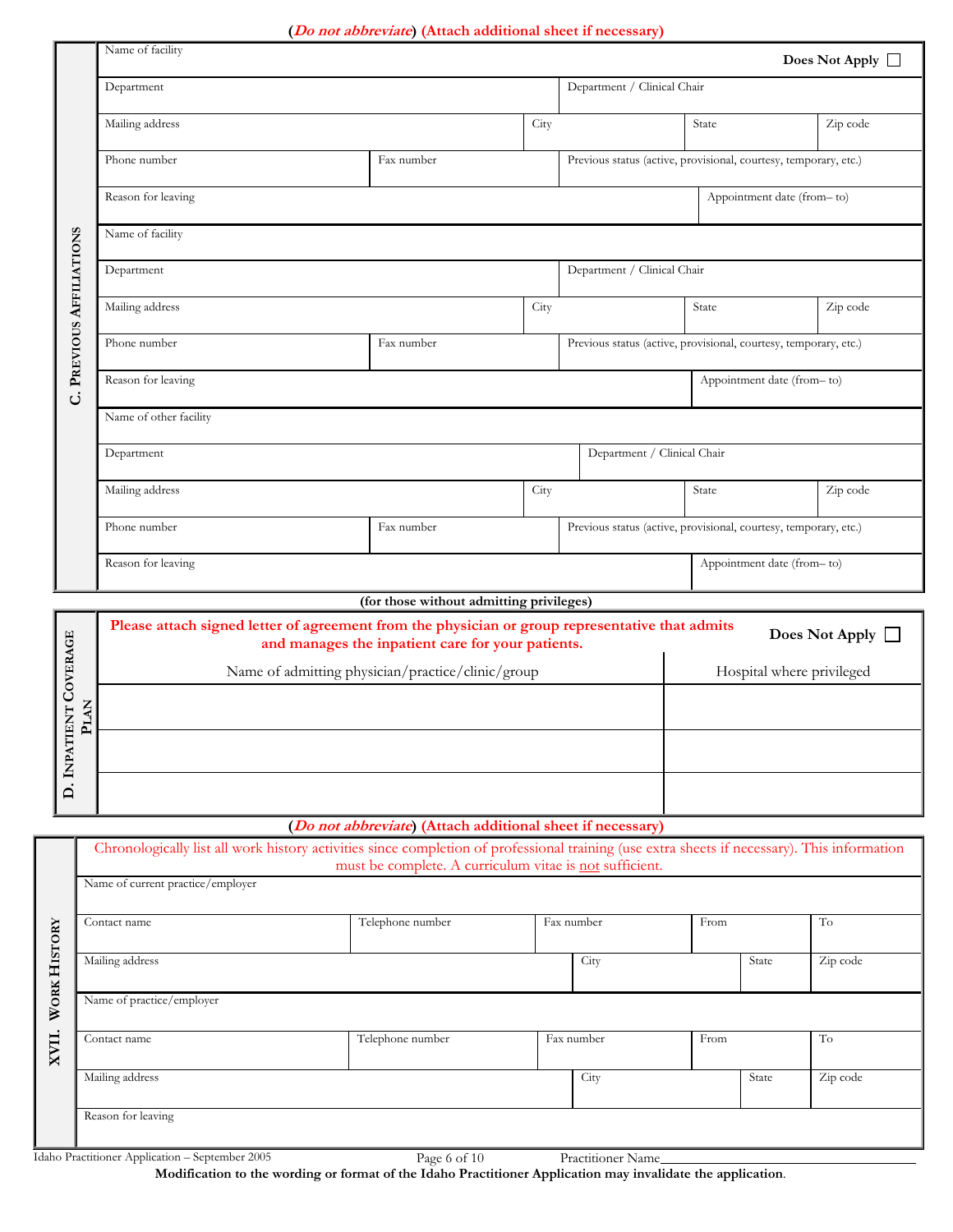(*Do not abbreviate*) (Attach additional sheet if necessary)

## C. Previous Affiliations

Does Not Apply ☐

| Name of facility | | | | |
|---|---|---|---|---|
| Department | | Department / Clinical Chair | | |
| Mailing address | | City | State | Zip code |
| Phone number | Fax number | Previous status (active, provisional, courtesy, temporary, etc.) | | |
| Reason for leaving | | | Appointment date (from– to) | |

| Name of facility | | | | |
|---|---|---|---|---|
| Department | | Department / Clinical Chair | | |
| Mailing address | | City | State | Zip code |
| Phone number | Fax number | Previous status (active, provisional, courtesy, temporary, etc.) | | |
| Reason for leaving | | | Appointment date (from– to) | |

| Name of other facility | | | | |
|---|---|---|---|---|
| Department | | Department / Clinical Chair | | |
| Mailing address | | City | State | Zip code |
| Phone number | Fax number | Previous status (active, provisional, courtesy, temporary, etc.) | | |
| Reason for leaving | | | Appointment date (from– to) | |

(for those without admitting privileges)

## D. Inpatient Coverage Plan

**Please attach signed letter of agreement from the physician or group representative that admits and manages the inpatient care for your patients.**

Does Not Apply ☐

| Name of admitting physician/practice/clinic/group | Hospital where privileged |
|---|---|
| | |
| | |
| | |

(*Do not abbreviate*) (Attach additional sheet if necessary)

## XVII. Work History

Chronologically list all work history activities since completion of professional training (use extra sheets if necessary). This information must be complete. A curriculum vitae is not sufficient.

| Name of current practice/employer | | | | |
|---|---|---|---|---|
| Contact name | Telephone number | Fax number | From | To |
| Mailing address | City | | State | Zip code |

| Name of practice/employer | | | | |
|---|---|---|---|---|
| Contact name | Telephone number | Fax number | From | To |
| Mailing address | City | | State | Zip code |
| Reason for leaving | | | | |

Idaho Practitioner Application – September 2005 Practitioner Name\_\_\_\_\_\_\_\_\_\_\_\_\_\_\_\_\_\_\_\_\_\_\_\_\_\_

**Modification to the wording or format of the Idaho Practitioner Application may invalidate the application.**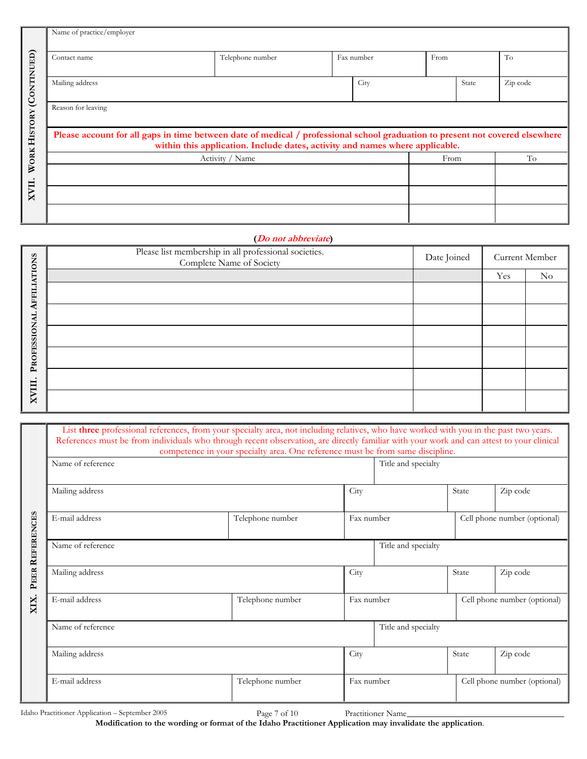## XVII. Work History (Continued)

| Name of practice/employer | | | | |
|---|---|---|---|---|
| Contact name | Telephone number | Fax number | From | To |
| Mailing address | City | | State | Zip code |
| Reason for leaving | | | | |

**Please account for all gaps in time between date of medical / professional school graduation to present not covered elsewhere within this application. Include dates, activity and names where applicable.**

| Activity / Name | From | To |
|---|---|---|
| | | |
| | | |
| | | |

## XVIII. Professional Affiliations

(***Do not abbreviate***)

| Please list membership in all professional societies. Complete Name of Society | Date Joined | Current Member | |
|---|---|---|---|
| | | Yes | No |
| | | | |
| | | | |
| | | | |
| | | | |
| | | | |
| | | | |

## XIX. Peer References

List **three** professional references, from your specialty area, not including relatives, who have worked with you in the past two years. References must be from individuals who through recent observation, are directly familiar with your work and can attest to your clinical competence in your specialty area. One reference must be from same discipline.

| Name of reference | | Title and specialty | | |
|---|---|---|---|---|
| Mailing address | | City | State | Zip code |
| E-mail address | Telephone number | Fax number | Cell phone number (optional) | |

| Name of reference | | Title and specialty | | |
|---|---|---|---|---|
| Mailing address | | City | State | Zip code |
| E-mail address | Telephone number | Fax number | Cell phone number (optional) | |

| Name of reference | | Title and specialty | | |
|---|---|---|---|---|
| Mailing address | | City | State | Zip code |
| E-mail address | Telephone number | Fax number | Cell phone number (optional) | |

Practitioner Name_______________________________

**Modification to the wording or format of the Idaho Practitioner Application may invalidate the application.**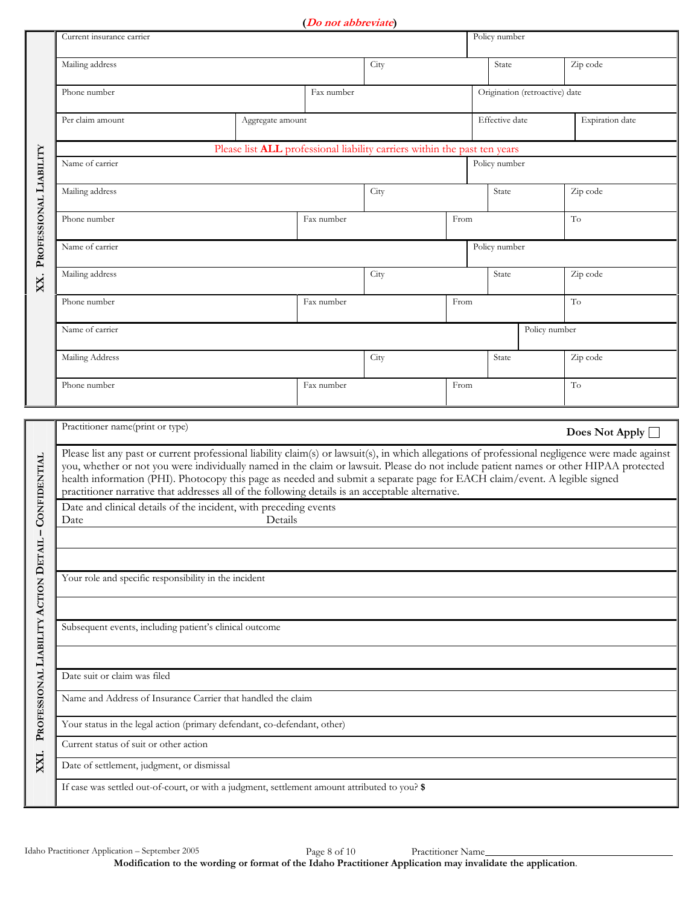(*Do not abbreviate*)

## XX. Professional Liability

| Current insurance carrier | | | | Policy number | |
|---|---|---|---|---|---|
| Mailing address | | City | | State | Zip code |
| Phone number | Fax number | | Origination (retroactive) date | | |
| Per claim amount | Aggregate amount | | Effective date | | Expiration date |

Please list **ALL** professional liability carriers within the past ten years

| Name of carrier | | | | Policy number | |
|---|---|---|---|---|---|
| Mailing address | | City | | State | Zip code |
| Phone number | Fax number | | From | | To |
| Name of carrier | | | | Policy number | |
| Mailing address | | City | | State | Zip code |
| Phone number | Fax number | | From | | To |
| Name of carrier | | | | Policy number | |
| Mailing Address | | City | | State | Zip code |
| Phone number | Fax number | | From | | To |

## XXI. Professional Liability Action Detail – Confidential

Practitioner name(print or type) **Does Not Apply** ☐

Please list any past or current professional liability claim(s) or lawsuit(s), in which allegations of professional negligence were made against you, whether or not you were individually named in the claim or lawsuit. Please do not include patient names or other HIPAA protected health information (PHI). Photocopy this page as needed and submit a separate page for EACH claim/event. A legible signed practitioner narrative that addresses all of the following details is an acceptable alternative.

Date and clinical details of the incident, with preceding events

| Date | Details |
|---|---|
| | |
| | |

Your role and specific responsibility in the incident

Subsequent events, including patient's clinical outcome

Date suit or claim was filed

Name and Address of Insurance Carrier that handled the claim

Your status in the legal action (primary defendant, co-defendant, other)

Current status of suit or other action

Date of settlement, judgment, or dismissal

If case was settled out-of-court, or with a judgment, settlement amount attributed to you? **$**

Practitioner Name\_\_\_\_\_\_\_\_\_\_\_\_\_\_\_\_\_\_\_\_\_\_\_\_\_\_\_\_\_\_\_\_\_\_\_\_

**Modification to the wording or format of the Idaho Practitioner Application may invalidate the application.**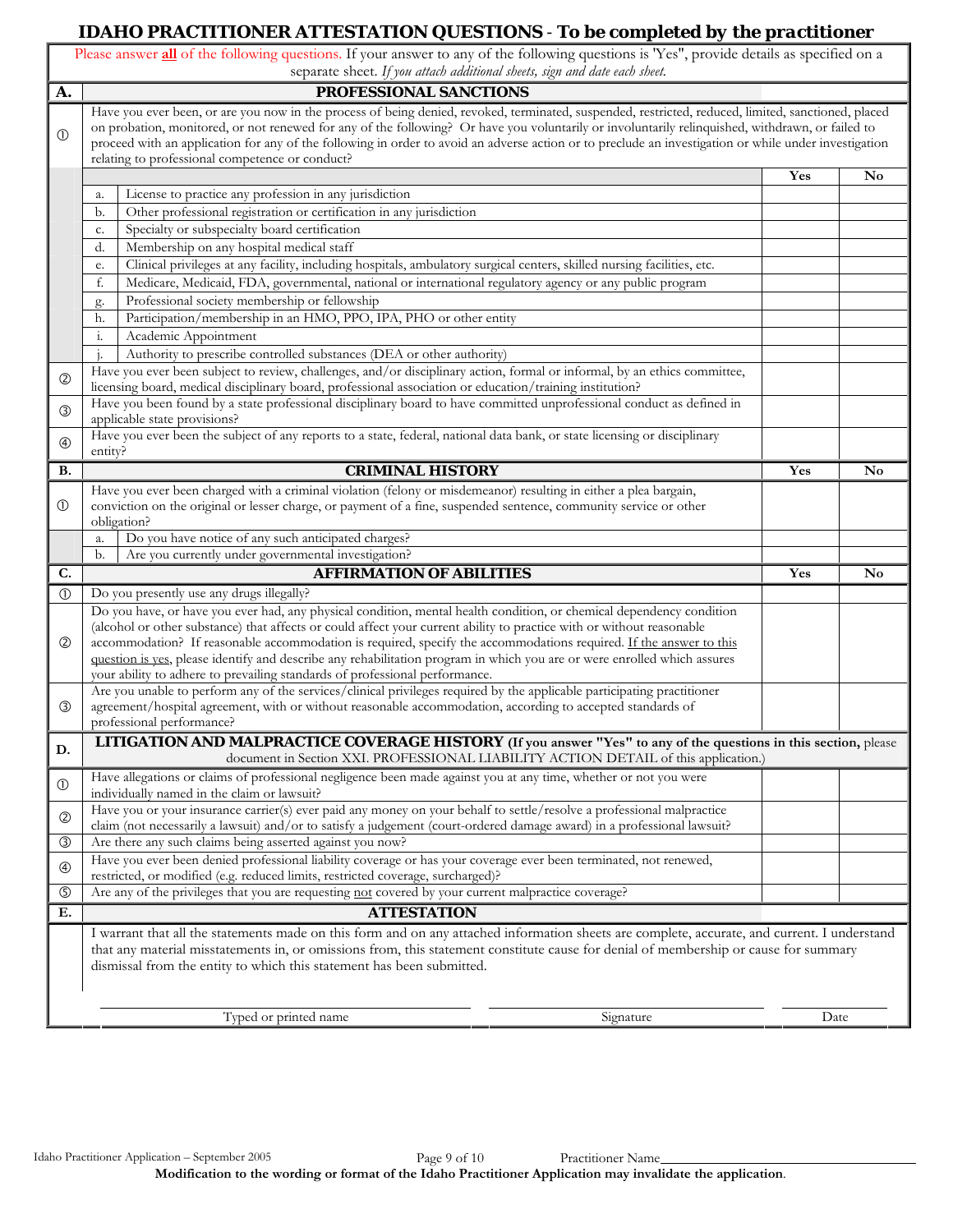# IDAHO PRACTITIONER ATTESTATION QUESTIONS - To be completed by the practitioner

Please answer **all** of the following questions. If your answer to any of the following questions is "Yes", provide details as specified on a separate sheet. *If you attach additional sheets, sign and date each sheet.*

| | | Yes | No |
|---|---|---|---|
| **A.** | **PROFESSIONAL SANCTIONS** | | |
| ① | Have you ever been, or are you now in the process of being denied, revoked, terminated, suspended, restricted, reduced, limited, sanctioned, placed on probation, monitored, or not renewed for any of the following? Or have you voluntarily or involuntarily relinquished, withdrawn, or failed to proceed with an application for any of the following in order to avoid an adverse action or to preclude an investigation or while under investigation relating to professional competence or conduct? | | |
| | a. License to practice any profession in any jurisdiction | | |
| | b. Other professional registration or certification in any jurisdiction | | |
| | c. Specialty or subspecialty board certification | | |
| | d. Membership on any hospital medical staff | | |
| | e. Clinical privileges at any facility, including hospitals, ambulatory surgical centers, skilled nursing facilities, etc. | | |
| | f. Medicare, Medicaid, FDA, governmental, national or international regulatory agency or any public program | | |
| | g. Professional society membership or fellowship | | |
| | h. Participation/membership in an HMO, PPO, IPA, PHO or other entity | | |
| | i. Academic Appointment | | |
| | j. Authority to prescribe controlled substances (DEA or other authority) | | |
| ② | Have you ever been subject to review, challenges, and/or disciplinary action, formal or informal, by an ethics committee, licensing board, medical disciplinary board, professional association or education/training institution? | | |
| ③ | Have you been found by a state professional disciplinary board to have committed unprofessional conduct as defined in applicable state provisions? | | |
| ④ | Have you ever been the subject of any reports to a state, federal, national data bank, or state licensing or disciplinary entity? | | |
| **B.** | **CRIMINAL HISTORY** | **Yes** | **No** |
| ① | Have you ever been charged with a criminal violation (felony or misdemeanor) resulting in either a plea bargain, conviction on the original or lesser charge, or payment of a fine, suspended sentence, community service or other obligation? | | |
| | a. Do you have notice of any such anticipated charges? | | |
| | b. Are you currently under governmental investigation? | | |
| **C.** | **AFFIRMATION OF ABILITIES** | **Yes** | **No** |
| ① | Do you presently use any drugs illegally? | | |
| ② | Do you have, or have you ever had, any physical condition, mental health condition, or chemical dependency condition (alcohol or other substance) that affects or could affect your current ability to practice with or without reasonable accommodation? If reasonable accommodation is required, specify the accommodations required. If the answer to this question is yes, please identify and describe any rehabilitation program in which you are or were enrolled which assures your ability to adhere to prevailing standards of professional performance. | | |
| ③ | Are you unable to perform any of the services/clinical privileges required by the applicable participating practitioner agreement/hospital agreement, with or without reasonable accommodation, according to accepted standards of professional performance? | | |
| **D.** | **LITIGATION AND MALPRACTICE COVERAGE HISTORY (If you answer "Yes" to any of the questions in this section,** please document in Section XXI. PROFESSIONAL LIABILITY ACTION DETAIL of this application.) | | |
| ① | Have allegations or claims of professional negligence been made against you at any time, whether or not you were individually named in the claim or lawsuit? | | |
| ② | Have you or your insurance carrier(s) ever paid any money on your behalf to settle/resolve a professional malpractice claim (not necessarily a lawsuit) and/or to satisfy a judgement (court-ordered damage award) in a professional lawsuit? | | |
| ③ | Are there any such claims being asserted against you now? | | |
| ④ | Have you ever been denied professional liability coverage or has your coverage ever been terminated, not renewed, restricted, or modified (e.g. reduced limits, restricted coverage, surcharged)? | | |
| ⑤ | Are any of the privileges that you are requesting not covered by your current malpractice coverage? | | |
| **E.** | **ATTESTATION** | | |

I warrant that all the statements made on this form and on any attached information sheets are complete, accurate, and current. I understand that any material misstatements in, or omissions from, this statement constitute cause for denial of membership or cause for summary dismissal from the entity to which this statement has been submitted.

| Typed or printed name | Signature | Date |
|---|---|---|
| | | |

Idaho Practitioner Application – September 2005 &nbsp;&nbsp;&nbsp; Practitioner Name\_\_\_\_\_\_\_\_\_\_\_\_\_\_\_\_\_\_\_\_

**Modification to the wording or format of the Idaho Practitioner Application may invalidate the application.**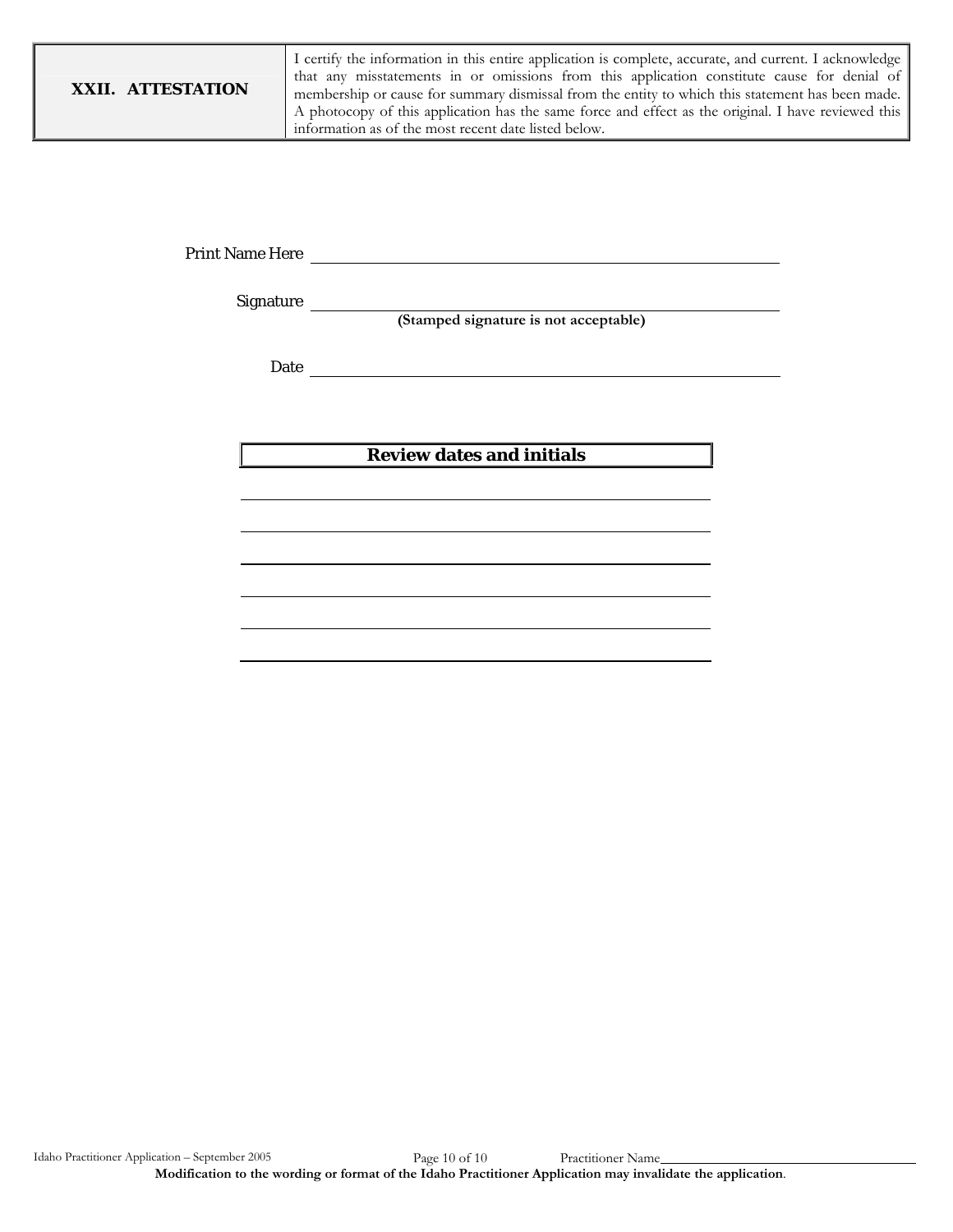| | |
|---|---|
| **XXII. ATTESTATION** | I certify the information in this entire application is complete, accurate, and current. I acknowledge that any misstatements in or omissions from this application constitute cause for denial of membership or cause for summary dismissal from the entity to which this statement has been made. A photocopy of this application has the same force and effect as the original. I have reviewed this information as of the most recent date listed below. |

Print Name Here ______________________________

Signature ______________________________
**(Stamped signature is not acceptable)**

Date ______________________________

| **Review dates and initials** |
|---|
| |
| |
| |
| |
| |
| |

Idaho Practitioner Application – September 2005 Practitioner Name______________________

**Modification to the wording or format of the Idaho Practitioner Application may invalidate the application**.